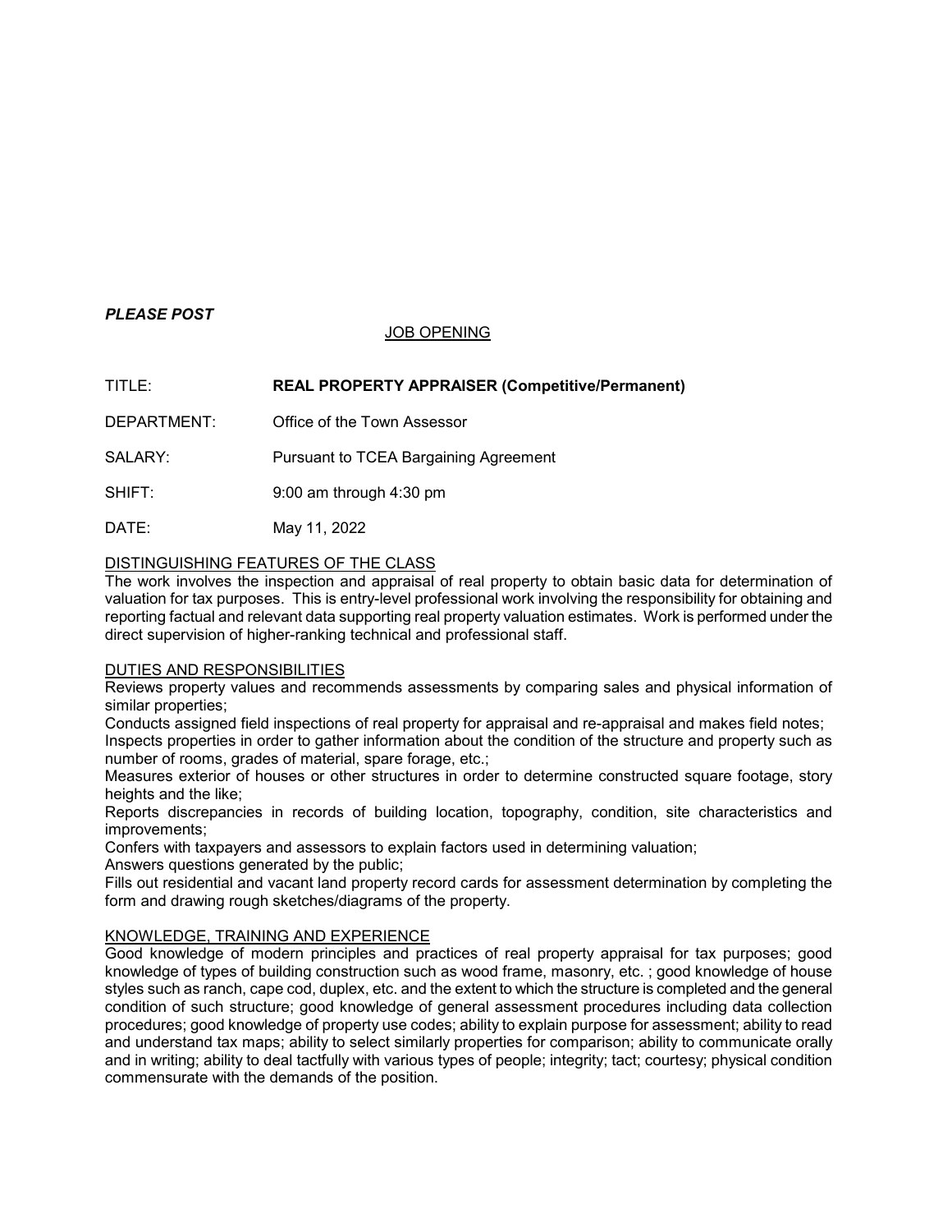***PLEASE POST***

JOB OPENING

TITLE: **REAL PROPERTY APPRAISER (Competitive/Permanent)**

DEPARTMENT: Office of the Town Assessor

SALARY: Pursuant to TCEA Bargaining Agreement

SHIFT: 9:00 am through 4:30 pm

DATE: May 11, 2022

DISTINGUISHING FEATURES OF THE CLASS

The work involves the inspection and appraisal of real property to obtain basic data for determination of valuation for tax purposes. This is entry-level professional work involving the responsibility for obtaining and reporting factual and relevant data supporting real property valuation estimates. Work is performed under the direct supervision of higher-ranking technical and professional staff.

DUTIES AND RESPONSIBILITIES

Reviews property values and recommends assessments by comparing sales and physical information of similar properties;

Conducts assigned field inspections of real property for appraisal and re-appraisal and makes field notes;

Inspects properties in order to gather information about the condition of the structure and property such as number of rooms, grades of material, spare forage, etc.;

Measures exterior of houses or other structures in order to determine constructed square footage, story heights and the like;

Reports discrepancies in records of building location, topography, condition, site characteristics and improvements;

Confers with taxpayers and assessors to explain factors used in determining valuation;

Answers questions generated by the public;

Fills out residential and vacant land property record cards for assessment determination by completing the form and drawing rough sketches/diagrams of the property.

KNOWLEDGE, TRAINING AND EXPERIENCE

Good knowledge of modern principles and practices of real property appraisal for tax purposes; good knowledge of types of building construction such as wood frame, masonry, etc. ; good knowledge of house styles such as ranch, cape cod, duplex, etc. and the extent to which the structure is completed and the general condition of such structure; good knowledge of general assessment procedures including data collection procedures; good knowledge of property use codes; ability to explain purpose for assessment; ability to read and understand tax maps; ability to select similarly properties for comparison; ability to communicate orally and in writing; ability to deal tactfully with various types of people; integrity; tact; courtesy; physical condition commensurate with the demands of the position.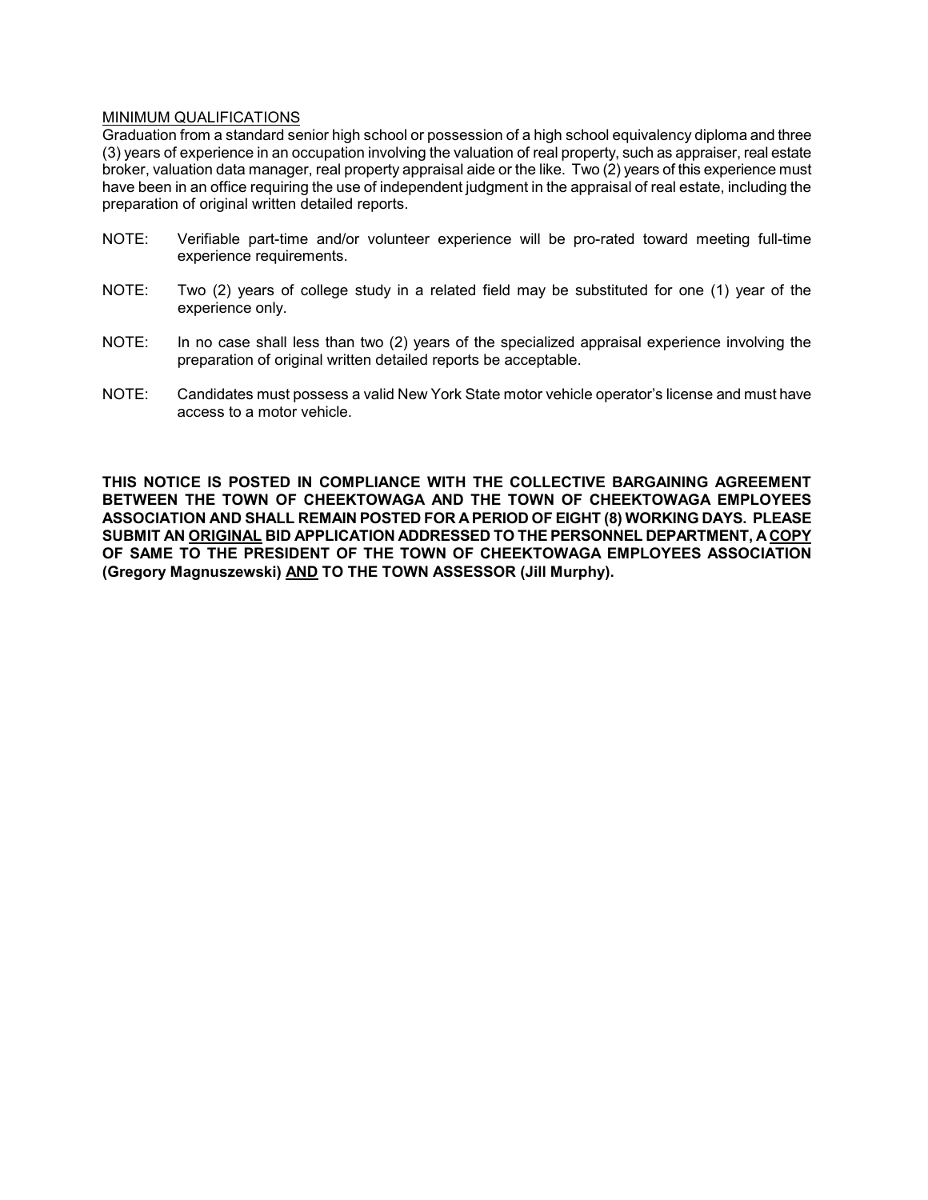MINIMUM QUALIFICATIONS

Graduation from a standard senior high school or possession of a high school equivalency diploma and three (3) years of experience in an occupation involving the valuation of real property, such as appraiser, real estate broker, valuation data manager, real property appraisal aide or the like. Two (2) years of this experience must have been in an office requiring the use of independent judgment in the appraisal of real estate, including the preparation of original written detailed reports.

NOTE: Verifiable part-time and/or volunteer experience will be pro-rated toward meeting full-time experience requirements.

NOTE: Two (2) years of college study in a related field may be substituted for one (1) year of the experience only.

NOTE: In no case shall less than two (2) years of the specialized appraisal experience involving the preparation of original written detailed reports be acceptable.

NOTE: Candidates must possess a valid New York State motor vehicle operator's license and must have access to a motor vehicle.

**THIS NOTICE IS POSTED IN COMPLIANCE WITH THE COLLECTIVE BARGAINING AGREEMENT BETWEEN THE TOWN OF CHEEKTOWAGA AND THE TOWN OF CHEEKTOWAGA EMPLOYEES ASSOCIATION AND SHALL REMAIN POSTED FOR A PERIOD OF EIGHT (8) WORKING DAYS. PLEASE SUBMIT AN ORIGINAL BID APPLICATION ADDRESSED TO THE PERSONNEL DEPARTMENT, A COPY OF SAME TO THE PRESIDENT OF THE TOWN OF CHEEKTOWAGA EMPLOYEES ASSOCIATION (Gregory Magnuszewski) AND TO THE TOWN ASSESSOR (Jill Murphy).**